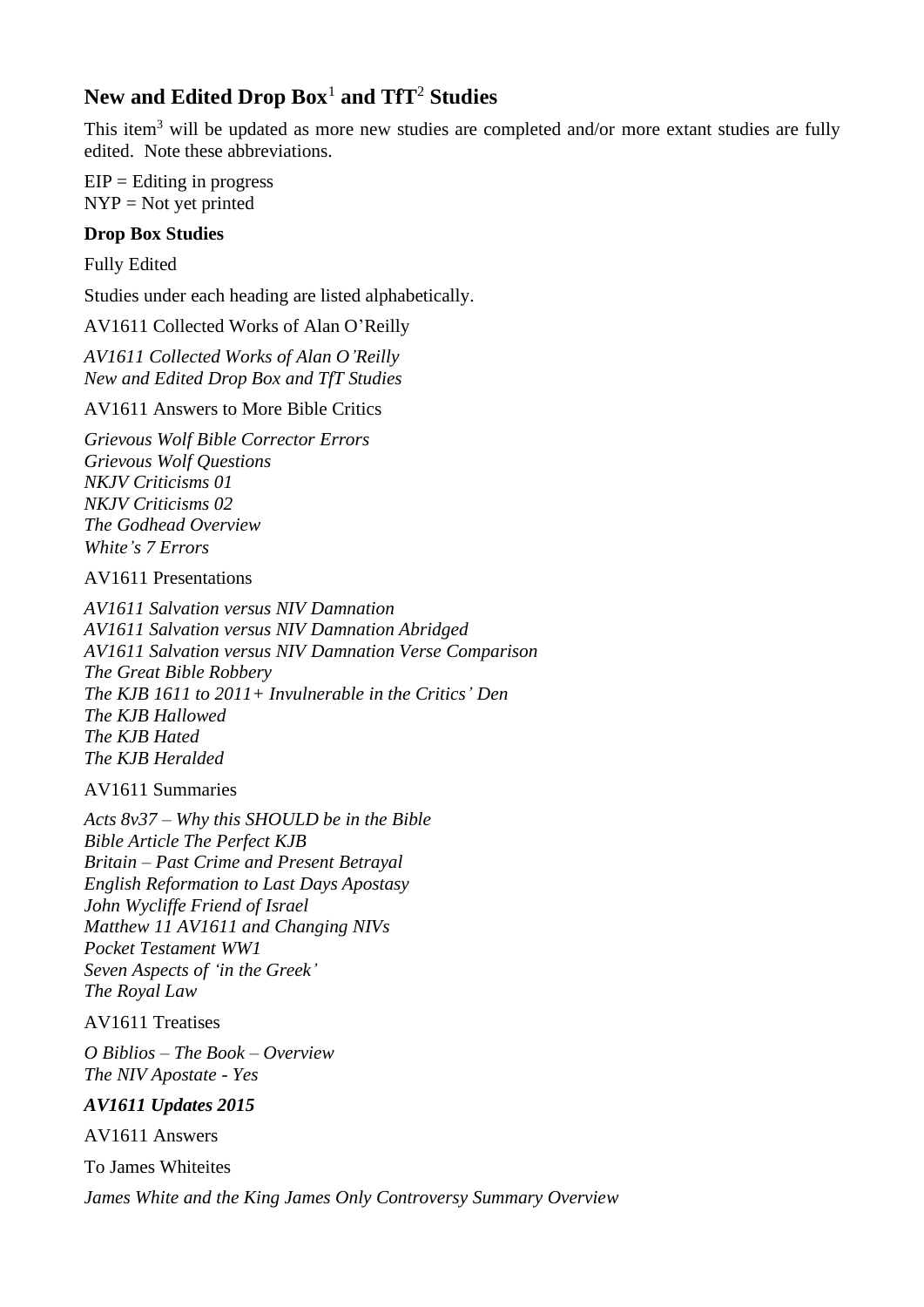## New and Edited Drop Box[1] and TfT[2] Studies

This item[3] will be updated as more new studies are completed and/or more extant studies are fully edited. Note these abbreviations.

EIP = Editing in progress
NYP = Not yet printed

**Drop Box Studies**

Fully Edited

Studies under each heading are listed alphabetically.

AV1611 Collected Works of Alan O'Reilly

*AV1611 Collected Works of Alan O'Reilly*
*New and Edited Drop Box and TfT Studies*

AV1611 Answers to More Bible Critics

*Grievous Wolf Bible Corrector Errors*
*Grievous Wolf Questions*
*NKJV Criticisms 01*
*NKJV Criticisms 02*
*The Godhead Overview*
*White's 7 Errors*

AV1611 Presentations

*AV1611 Salvation versus NIV Damnation*
*AV1611 Salvation versus NIV Damnation Abridged*
*AV1611 Salvation versus NIV Damnation Verse Comparison*
*The Great Bible Robbery*
*The KJB 1611 to 2011+ Invulnerable in the Critics' Den*
*The KJB Hallowed*
*The KJB Hated*
*The KJB Heralded*

AV1611 Summaries

*Acts 8v37 – Why this SHOULD be in the Bible*
*Bible Article The Perfect KJB*
*Britain – Past Crime and Present Betrayal*
*English Reformation to Last Days Apostasy*
*John Wycliffe Friend of Israel*
*Matthew 11 AV1611 and Changing NIVs*
*Pocket Testament WW1*
*Seven Aspects of 'in the Greek'*
*The Royal Law*

AV1611 Treatises

*O Biblios – The Book – Overview*
*The NIV Apostate - Yes*

***AV1611 Updates 2015***

AV1611 Answers

To James Whiteites

*James White and the King James Only Controversy Summary Overview*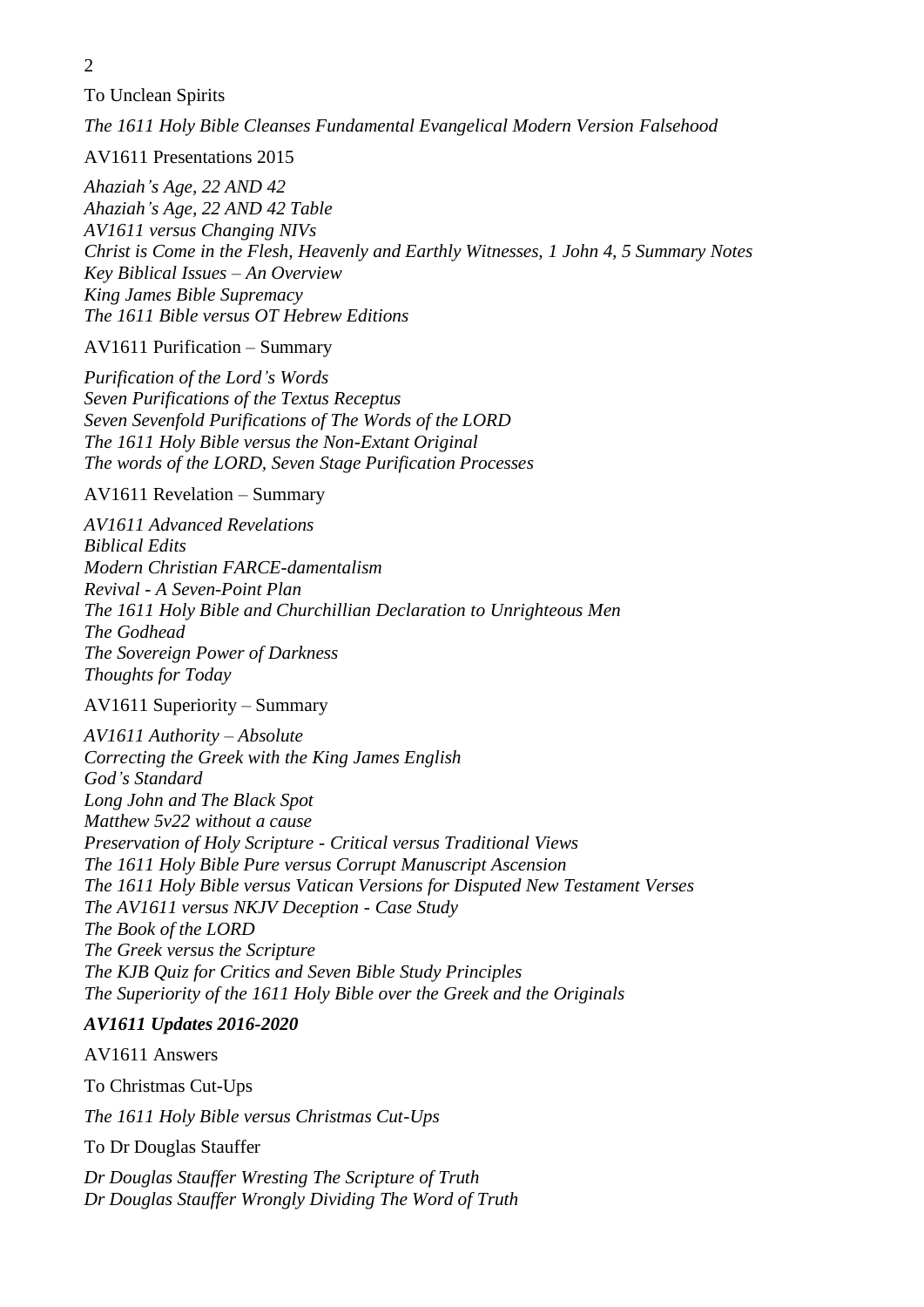To Unclean Spirits

*The 1611 Holy Bible Cleanses Fundamental Evangelical Modern Version Falsehood*

AV1611 Presentations 2015

*Ahaziah's Age, 22 AND 42*
*Ahaziah's Age, 22 AND 42 Table*
*AV1611 versus Changing NIVs*
*Christ is Come in the Flesh, Heavenly and Earthly Witnesses, 1 John 4, 5 Summary Notes*
*Key Biblical Issues – An Overview*
*King James Bible Supremacy*
*The 1611 Bible versus OT Hebrew Editions*

AV1611 Purification – Summary

*Purification of the Lord's Words*
*Seven Purifications of the Textus Receptus*
*Seven Sevenfold Purifications of The Words of the LORD*
*The 1611 Holy Bible versus the Non-Extant Original*
*The words of the LORD, Seven Stage Purification Processes*

AV1611 Revelation – Summary

*AV1611 Advanced Revelations*
*Biblical Edits*
*Modern Christian FARCE-damentalism*
*Revival - A Seven-Point Plan*
*The 1611 Holy Bible and Churchillian Declaration to Unrighteous Men*
*The Godhead*
*The Sovereign Power of Darkness*
*Thoughts for Today*

AV1611 Superiority – Summary

*AV1611 Authority – Absolute*
*Correcting the Greek with the King James English*
*God's Standard*
*Long John and The Black Spot*
*Matthew 5v22 without a cause*
*Preservation of Holy Scripture - Critical versus Traditional Views*
*The 1611 Holy Bible Pure versus Corrupt Manuscript Ascension*
*The 1611 Holy Bible versus Vatican Versions for Disputed New Testament Verses*
*The AV1611 versus NKJV Deception - Case Study*
*The Book of the LORD*
*The Greek versus the Scripture*
*The KJB Quiz for Critics and Seven Bible Study Principles*
*The Superiority of the 1611 Holy Bible over the Greek and the Originals*

***AV1611 Updates 2016-2020***

AV1611 Answers

To Christmas Cut-Ups

*The 1611 Holy Bible versus Christmas Cut-Ups*

To Dr Douglas Stauffer

*Dr Douglas Stauffer Wresting The Scripture of Truth*
*Dr Douglas Stauffer Wrongly Dividing The Word of Truth*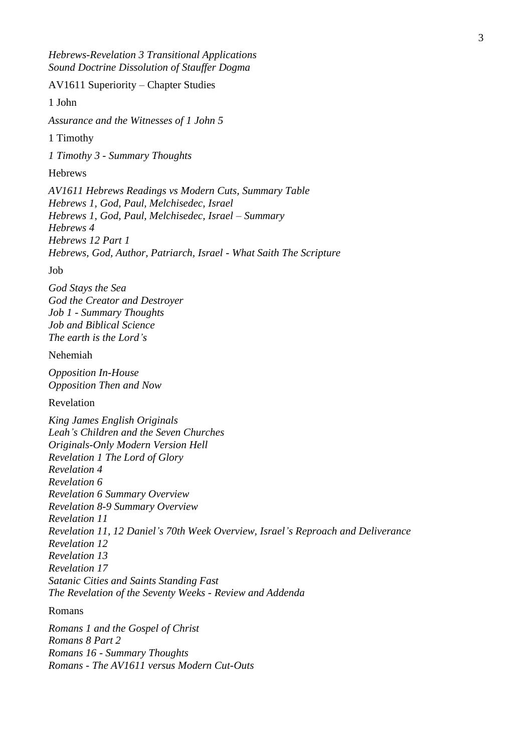*Hebrews-Revelation 3 Transitional Applications*
*Sound Doctrine Dissolution of Stauffer Dogma*

AV1611 Superiority – Chapter Studies

1 John

*Assurance and the Witnesses of 1 John 5*

1 Timothy

*1 Timothy 3 - Summary Thoughts*

Hebrews

*AV1611 Hebrews Readings vs Modern Cuts, Summary Table*
*Hebrews 1, God, Paul, Melchisedec, Israel*
*Hebrews 1, God, Paul, Melchisedec, Israel – Summary*
*Hebrews 4*
*Hebrews 12 Part 1*
*Hebrews, God, Author, Patriarch, Israel - What Saith The Scripture*

Job

*God Stays the Sea*
*God the Creator and Destroyer*
*Job 1 - Summary Thoughts*
*Job and Biblical Science*
*The earth is the Lord's*

Nehemiah

*Opposition In-House*
*Opposition Then and Now*

Revelation

*King James English Originals*
*Leah's Children and the Seven Churches*
*Originals-Only Modern Version Hell*
*Revelation 1 The Lord of Glory*
*Revelation 4*
*Revelation 6*
*Revelation 6 Summary Overview*
*Revelation 8-9 Summary Overview*
*Revelation 11*
*Revelation 11, 12 Daniel's 70th Week Overview, Israel's Reproach and Deliverance*
*Revelation 12*
*Revelation 13*
*Revelation 17*
*Satanic Cities and Saints Standing Fast*
*The Revelation of the Seventy Weeks - Review and Addenda*

Romans

*Romans 1 and the Gospel of Christ*
*Romans 8 Part 2*
*Romans 16 - Summary Thoughts*
*Romans - The AV1611 versus Modern Cut-Outs*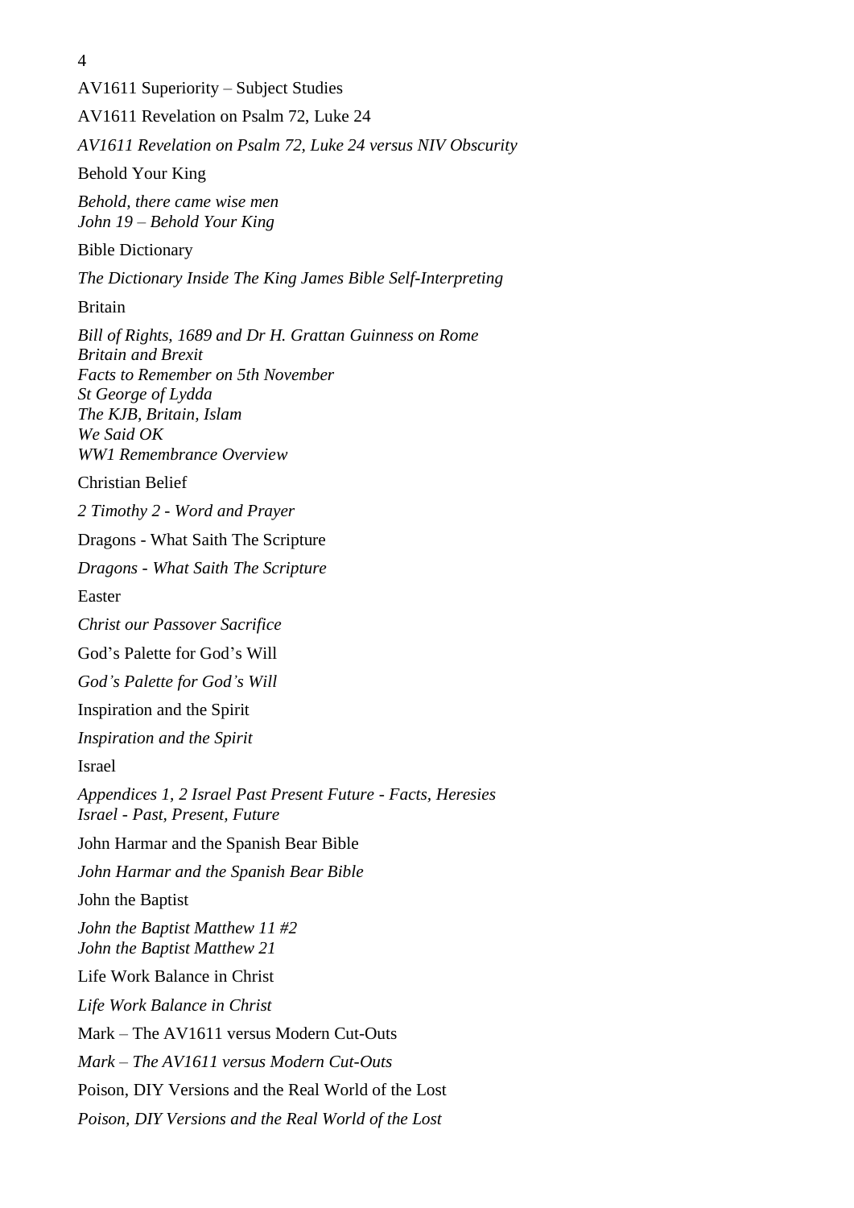AV1611 Superiority – Subject Studies

AV1611 Revelation on Psalm 72, Luke 24

*AV1611 Revelation on Psalm 72, Luke 24 versus NIV Obscurity*

Behold Your King

*Behold, there came wise men*
*John 19 – Behold Your King*

Bible Dictionary

*The Dictionary Inside The King James Bible Self-Interpreting*

Britain

*Bill of Rights, 1689 and Dr H. Grattan Guinness on Rome*
*Britain and Brexit*
*Facts to Remember on 5th November*
*St George of Lydda*
*The KJB, Britain, Islam*
*We Said OK*
*WW1 Remembrance Overview*

Christian Belief

*2 Timothy 2 - Word and Prayer*

Dragons - What Saith The Scripture

*Dragons - What Saith The Scripture*

Easter

*Christ our Passover Sacrifice*

God's Palette for God's Will

*God's Palette for God's Will*

Inspiration and the Spirit

*Inspiration and the Spirit*

Israel

*Appendices 1, 2 Israel Past Present Future - Facts, Heresies*
*Israel - Past, Present, Future*

John Harmar and the Spanish Bear Bible

*John Harmar and the Spanish Bear Bible*

John the Baptist

*John the Baptist Matthew 11 #2*
*John the Baptist Matthew 21*

Life Work Balance in Christ

*Life Work Balance in Christ*

Mark – The AV1611 versus Modern Cut-Outs

*Mark – The AV1611 versus Modern Cut-Outs*

Poison, DIY Versions and the Real World of the Lost

*Poison, DIY Versions and the Real World of the Lost*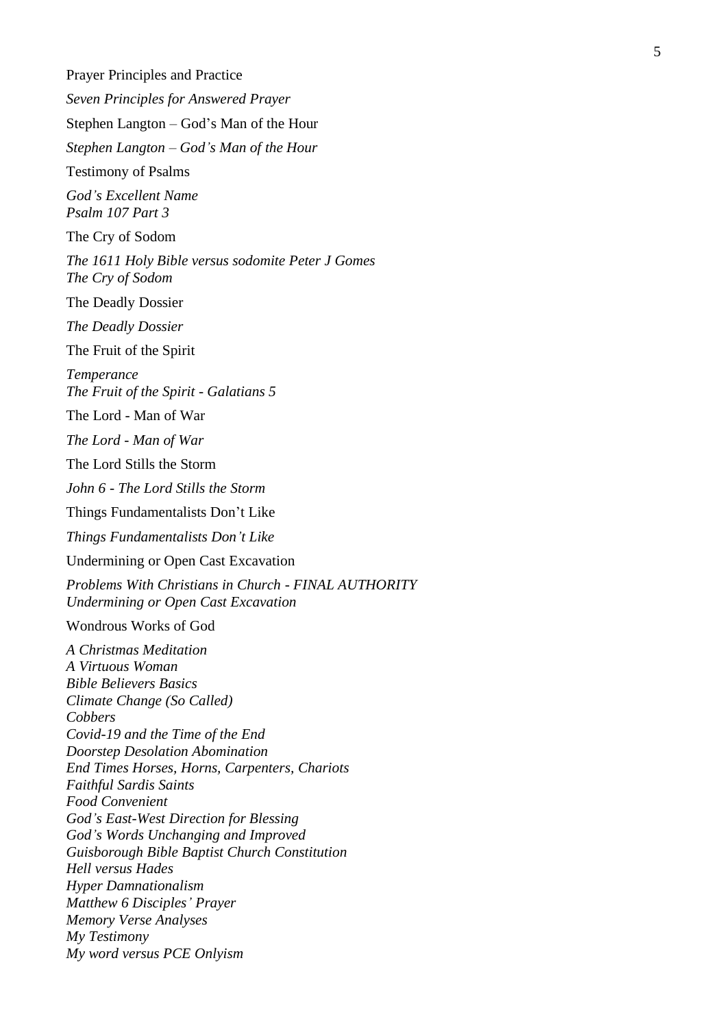Prayer Principles and Practice

*Seven Principles for Answered Prayer*

Stephen Langton – God's Man of the Hour

*Stephen Langton – God's Man of the Hour*

Testimony of Psalms

*God's Excellent Name*
*Psalm 107 Part 3*

The Cry of Sodom

*The 1611 Holy Bible versus sodomite Peter J Gomes*
*The Cry of Sodom*

The Deadly Dossier

*The Deadly Dossier*

The Fruit of the Spirit

*Temperance*
*The Fruit of the Spirit - Galatians 5*

The Lord - Man of War

*The Lord - Man of War*

The Lord Stills the Storm

*John 6 - The Lord Stills the Storm*

Things Fundamentalists Don't Like

*Things Fundamentalists Don't Like*

Undermining or Open Cast Excavation

*Problems With Christians in Church - FINAL AUTHORITY*
*Undermining or Open Cast Excavation*

Wondrous Works of God

*A Christmas Meditation*
*A Virtuous Woman*
*Bible Believers Basics*
*Climate Change (So Called)*
*Cobbers*
*Covid-19 and the Time of the End*
*Doorstep Desolation Abomination*
*End Times Horses, Horns, Carpenters, Chariots*
*Faithful Sardis Saints*
*Food Convenient*
*God's East-West Direction for Blessing*
*God's Words Unchanging and Improved*
*Guisborough Bible Baptist Church Constitution*
*Hell versus Hades*
*Hyper Damnationalism*
*Matthew 6 Disciples' Prayer*
*Memory Verse Analyses*
*My Testimony*
*My word versus PCE Onlyism*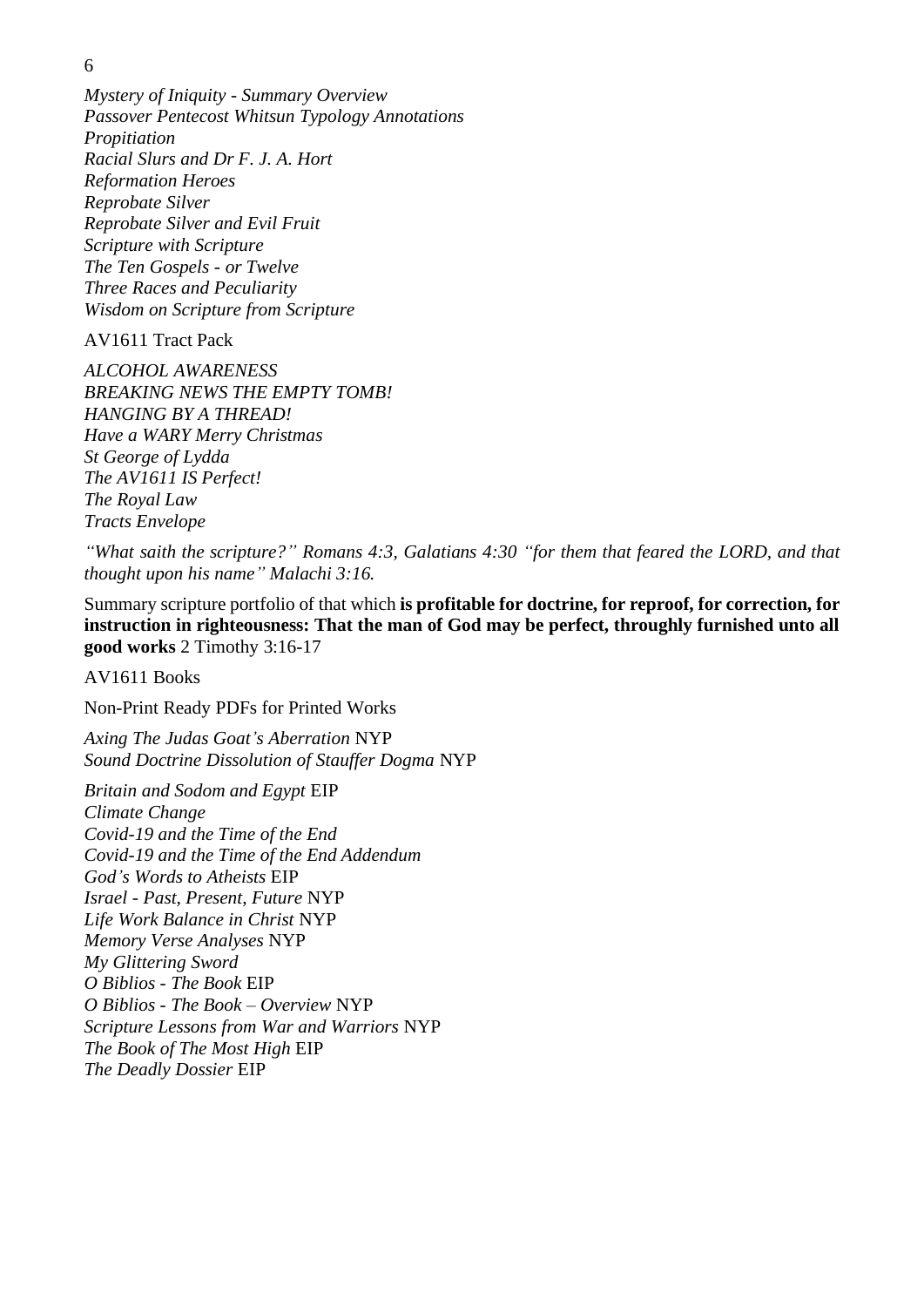*Mystery of Iniquity - Summary Overview*
*Passover Pentecost Whitsun Typology Annotations*
*Propitiation*
*Racial Slurs and Dr F. J. A. Hort*
*Reformation Heroes*
*Reprobate Silver*
*Reprobate Silver and Evil Fruit*
*Scripture with Scripture*
*The Ten Gospels - or Twelve*
*Three Races and Peculiarity*
*Wisdom on Scripture from Scripture*

AV1611 Tract Pack

*ALCOHOL AWARENESS*
*BREAKING NEWS THE EMPTY TOMB!*
*HANGING BY A THREAD!*
*Have a WARY Merry Christmas*
*St George of Lydda*
*The AV1611 IS Perfect!*
*The Royal Law*
*Tracts Envelope*

*"What saith the scripture?" Romans 4:3, Galatians 4:30 "for them that feared the LORD, and that thought upon his name" Malachi 3:16.*

Summary scripture portfolio of that which **is profitable for doctrine, for reproof, for correction, for instruction in righteousness: That the man of God may be perfect, throughly furnished unto all good works** 2 Timothy 3:16-17

AV1611 Books

Non-Print Ready PDFs for Printed Works

*Axing The Judas Goat's Aberration* NYP
*Sound Doctrine Dissolution of Stauffer Dogma* NYP

*Britain and Sodom and Egypt* EIP
*Climate Change*
*Covid-19 and the Time of the End*
*Covid-19 and the Time of the End Addendum*
*God's Words to Atheists* EIP
*Israel - Past, Present, Future* NYP
*Life Work Balance in Christ* NYP
*Memory Verse Analyses* NYP
*My Glittering Sword*
*O Biblios - The Book* EIP
*O Biblios - The Book – Overview* NYP
*Scripture Lessons from War and Warriors* NYP
*The Book of The Most High* EIP
*The Deadly Dossier* EIP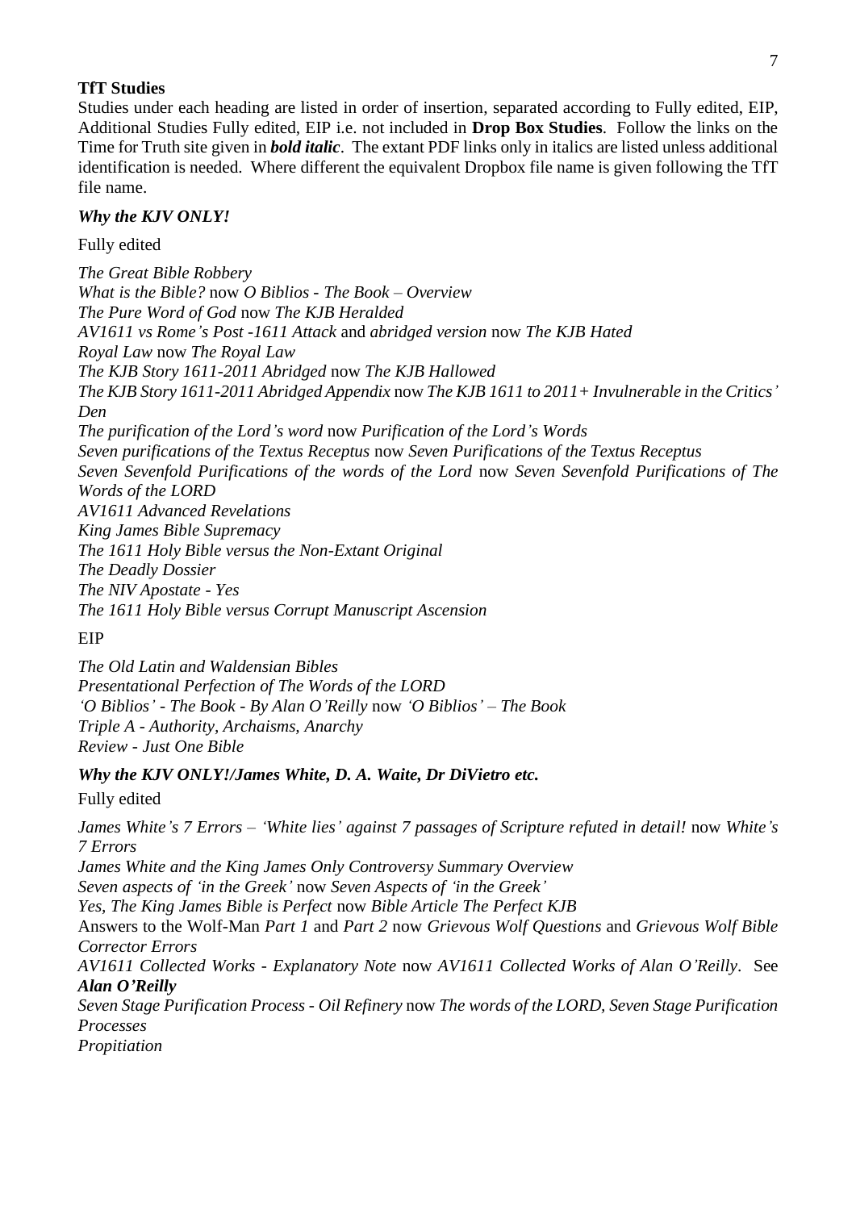### TfT Studies

Studies under each heading are listed in order of insertion, separated according to Fully edited, EIP, Additional Studies Fully edited, EIP i.e. not included in **Drop Box Studies**. Follow the links on the Time for Truth site given in ***bold italic***. The extant PDF links only in italics are listed unless additional identification is needed. Where different the equivalent Dropbox file name is given following the TfT file name.

***Why the KJV ONLY!***

Fully edited

*The Great Bible Robbery*
*What is the Bible?* now *O Biblios - The Book – Overview*
*The Pure Word of God* now *The KJB Heralded*
*AV1611 vs Rome's Post -1611 Attack* and *abridged version* now *The KJB Hated*
*Royal Law* now *The Royal Law*
*The KJB Story 1611-2011 Abridged* now *The KJB Hallowed*
*The KJB Story 1611-2011 Abridged Appendix* now *The KJB 1611 to 2011+ Invulnerable in the Critics' Den*
*The purification of the Lord's word* now *Purification of the Lord's Words*
*Seven purifications of the Textus Receptus* now *Seven Purifications of the Textus Receptus*
*Seven Sevenfold Purifications of the words of the Lord* now *Seven Sevenfold Purifications of The Words of the LORD*
*AV1611 Advanced Revelations*
*King James Bible Supremacy*
*The 1611 Holy Bible versus the Non-Extant Original*
*The Deadly Dossier*
*The NIV Apostate - Yes*
*The 1611 Holy Bible versus Corrupt Manuscript Ascension*

EIP

*The Old Latin and Waldensian Bibles*
*Presentational Perfection of The Words of the LORD*
*'O Biblios' - The Book - By Alan O'Reilly* now *'O Biblios' – The Book*
*Triple A - Authority, Archaisms, Anarchy*
*Review - Just One Bible*

***Why the KJV ONLY!/James White, D. A. Waite, Dr DiVietro etc.***

Fully edited

*James White's 7 Errors – 'White lies' against 7 passages of Scripture refuted in detail!* now *White's 7 Errors*
*James White and the King James Only Controversy Summary Overview*
*Seven aspects of 'in the Greek'* now *Seven Aspects of 'in the Greek'*
*Yes, The King James Bible is Perfect* now *Bible Article The Perfect KJB*
Answers to the Wolf-Man *Part 1* and *Part 2* now *Grievous Wolf Questions* and *Grievous Wolf Bible Corrector Errors*
*AV1611 Collected Works - Explanatory Note* now *AV1611 Collected Works of Alan O'Reilly*. See ***Alan O'Reilly***
*Seven Stage Purification Process - Oil Refinery* now *The words of the LORD, Seven Stage Purification Processes*
*Propitiation*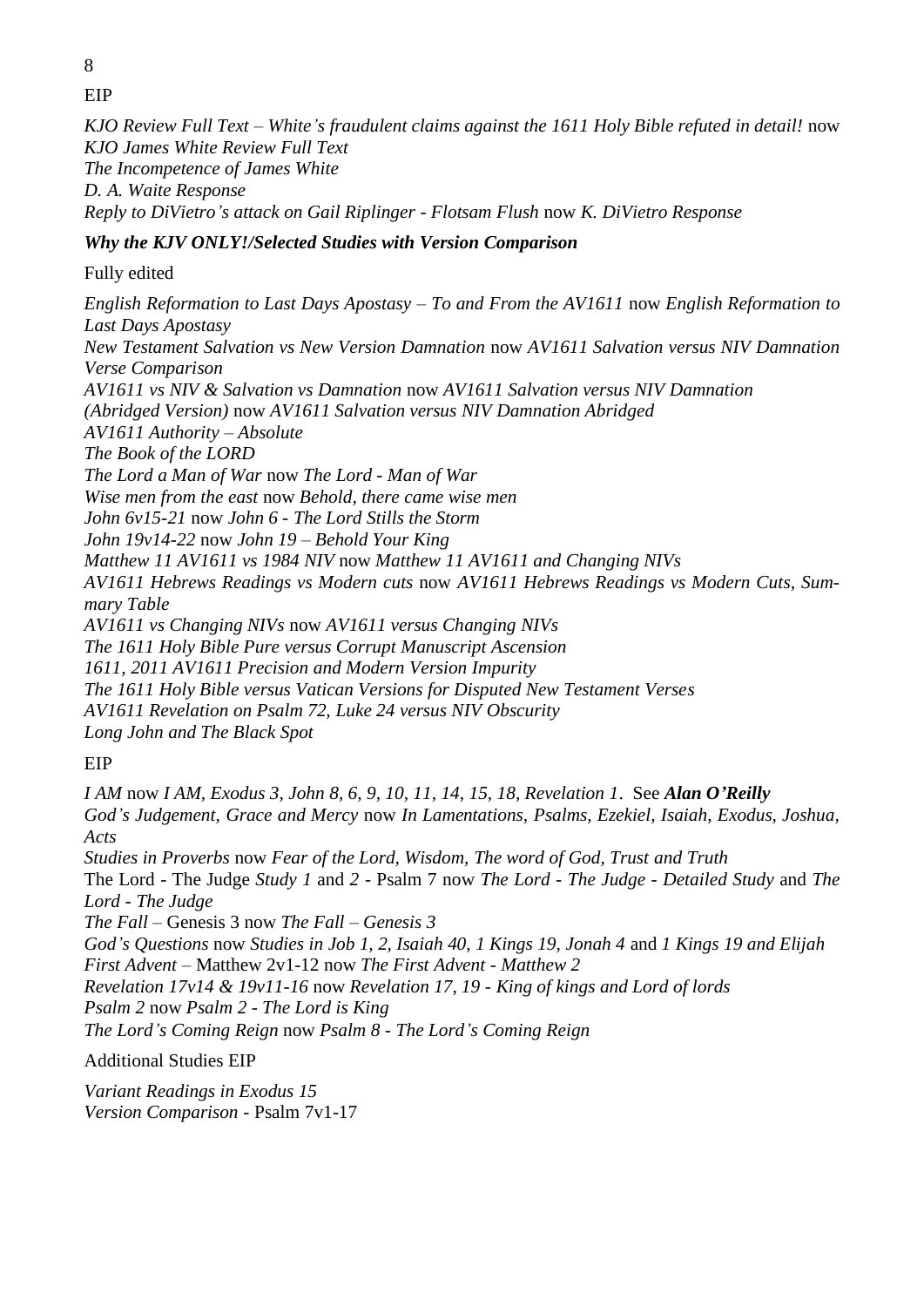EIP

*KJO Review Full Text – White's fraudulent claims against the 1611 Holy Bible refuted in detail!* now *KJO James White Review Full Text*
*The Incompetence of James White*
*D. A. Waite Response*
*Reply to DiVietro's attack on Gail Riplinger - Flotsam Flush* now *K. DiVietro Response*

***Why the KJV ONLY!/Selected Studies with Version Comparison***

Fully edited

*English Reformation to Last Days Apostasy – To and From the AV1611* now *English Reformation to Last Days Apostasy*
*New Testament Salvation vs New Version Damnation* now *AV1611 Salvation versus NIV Damnation Verse Comparison*
*AV1611 vs NIV & Salvation vs Damnation* now *AV1611 Salvation versus NIV Damnation*
*(Abridged Version)* now *AV1611 Salvation versus NIV Damnation Abridged*
*AV1611 Authority – Absolute*
*The Book of the LORD*
*The Lord a Man of War* now *The Lord - Man of War*
*Wise men from the east* now *Behold, there came wise men*
*John 6v15-21* now *John 6 - The Lord Stills the Storm*
*John 19v14-22* now *John 19 – Behold Your King*
*Matthew 11 AV1611 vs 1984 NIV* now *Matthew 11 AV1611 and Changing NIVs*
*AV1611 Hebrews Readings vs Modern cuts* now *AV1611 Hebrews Readings vs Modern Cuts, Summary Table*
*AV1611 vs Changing NIVs* now *AV1611 versus Changing NIVs*
*The 1611 Holy Bible Pure versus Corrupt Manuscript Ascension*
*1611, 2011 AV1611 Precision and Modern Version Impurity*
*The 1611 Holy Bible versus Vatican Versions for Disputed New Testament Verses*
*AV1611 Revelation on Psalm 72, Luke 24 versus NIV Obscurity*
*Long John and The Black Spot*

EIP

*I AM* now *I AM, Exodus 3, John 8, 6, 9, 10, 11, 14, 15, 18, Revelation 1*. See ***Alan O'Reilly***
*God's Judgement, Grace and Mercy* now *In Lamentations, Psalms, Ezekiel, Isaiah, Exodus, Joshua, Acts*
*Studies in Proverbs* now *Fear of the Lord, Wisdom, The word of God, Trust and Truth*
The Lord - The Judge *Study 1* and *2* - Psalm 7 now *The Lord - The Judge - Detailed Study* and *The Lord - The Judge*
*The Fall* – Genesis 3 now *The Fall – Genesis 3*
*God's Questions* now *Studies in Job 1, 2, Isaiah 40, 1 Kings 19, Jonah 4* and *1 Kings 19 and Elijah*
*First Advent* – Matthew 2v1-12 now *The First Advent - Matthew 2*
*Revelation 17v14 & 19v11-16* now *Revelation 17, 19 - King of kings and Lord of lords*
*Psalm 2* now *Psalm 2 - The Lord is King*
*The Lord's Coming Reign* now *Psalm 8 - The Lord's Coming Reign*

Additional Studies EIP

*Variant Readings in Exodus 15*
*Version Comparison* - Psalm 7v1-17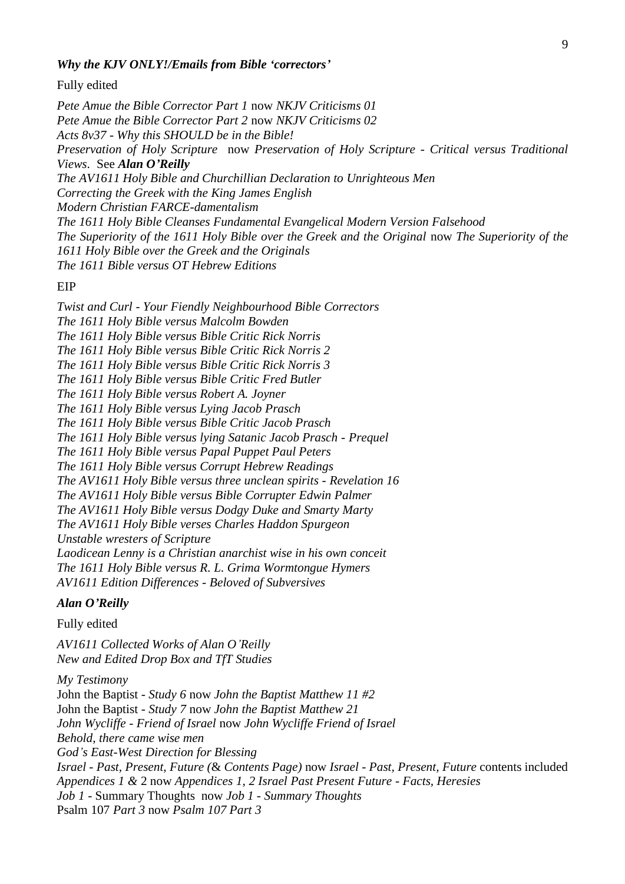***Why the KJV ONLY!/Emails from Bible 'correctors'***

Fully edited

*Pete Amue the Bible Corrector Part 1* now *NKJV Criticisms 01*
*Pete Amue the Bible Corrector Part 2* now *NKJV Criticisms 02*
*Acts 8v37 - Why this SHOULD be in the Bible!*
*Preservation of Holy Scripture* now *Preservation of Holy Scripture - Critical versus Traditional Views*. See ***Alan O'Reilly***
*The AV1611 Holy Bible and Churchillian Declaration to Unrighteous Men*
*Correcting the Greek with the King James English*
*Modern Christian FARCE-damentalism*
*The 1611 Holy Bible Cleanses Fundamental Evangelical Modern Version Falsehood*
*The Superiority of the 1611 Holy Bible over the Greek and the Original* now *The Superiority of the 1611 Holy Bible over the Greek and the Originals*
*The 1611 Bible versus OT Hebrew Editions*

EIP

*Twist and Curl - Your Fiendly Neighbourhood Bible Correctors*
*The 1611 Holy Bible versus Malcolm Bowden*
*The 1611 Holy Bible versus Bible Critic Rick Norris*
*The 1611 Holy Bible versus Bible Critic Rick Norris 2*
*The 1611 Holy Bible versus Bible Critic Rick Norris 3*
*The 1611 Holy Bible versus Bible Critic Fred Butler*
*The 1611 Holy Bible versus Robert A. Joyner*
*The 1611 Holy Bible versus Lying Jacob Prasch*
*The 1611 Holy Bible versus Bible Critic Jacob Prasch*
*The 1611 Holy Bible versus lying Satanic Jacob Prasch - Prequel*
*The 1611 Holy Bible versus Papal Puppet Paul Peters*
*The 1611 Holy Bible versus Corrupt Hebrew Readings*
*The AV1611 Holy Bible versus three unclean spirits - Revelation 16*
*The AV1611 Holy Bible versus Bible Corrupter Edwin Palmer*
*The AV1611 Holy Bible versus Dodgy Duke and Smarty Marty*
*The AV1611 Holy Bible verses Charles Haddon Spurgeon*
*Unstable wresters of Scripture*
*Laodicean Lenny is a Christian anarchist wise in his own conceit*
*The 1611 Holy Bible versus R. L. Grima Wormtongue Hymers*
*AV1611 Edition Differences - Beloved of Subversives*

***Alan O'Reilly***

Fully edited

*AV1611 Collected Works of Alan O'Reilly*
*New and Edited Drop Box and TfT Studies*

*My Testimony*
John the Baptist - *Study 6* now *John the Baptist Matthew 11 #2*
John the Baptist - *Study 7* now *John the Baptist Matthew 21*
*John Wycliffe - Friend of Israel* now *John Wycliffe Friend of Israel*
*Behold, there came wise men*
*God's East-West Direction for Blessing*
*Israel - Past, Present, Future (*& *Contents Page)* now *Israel - Past, Present, Future* contents included
*Appendices 1 &* 2 now *Appendices 1, 2 Israel Past Present Future - Facts, Heresies*
*Job 1* - Summary Thoughts now *Job 1 - Summary Thoughts*
Psalm 107 *Part 3* now *Psalm 107 Part 3*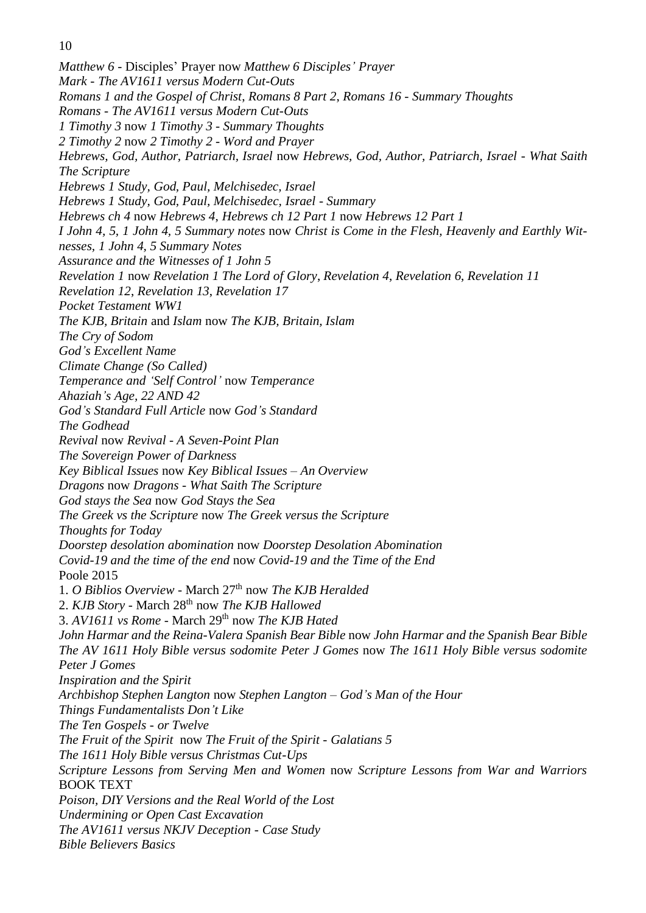*Matthew 6* - Disciples' Prayer now *Matthew 6 Disciples' Prayer*
*Mark - The AV1611 versus Modern Cut-Outs*
*Romans 1 and the Gospel of Christ, Romans 8 Part 2, Romans 16 - Summary Thoughts*
*Romans - The AV1611 versus Modern Cut-Outs*
*1 Timothy 3* now *1 Timothy 3 - Summary Thoughts*
*2 Timothy 2* now *2 Timothy 2 - Word and Prayer*
*Hebrews, God, Author, Patriarch, Israel* now *Hebrews, God, Author, Patriarch, Israel - What Saith The Scripture*
*Hebrews 1 Study, God, Paul, Melchisedec, Israel*
*Hebrews 1 Study, God, Paul, Melchisedec, Israel - Summary*
*Hebrews ch 4* now *Hebrews 4*, *Hebrews ch 12 Part 1* now *Hebrews 12 Part 1*
*I John 4, 5, 1 John 4, 5 Summary notes* now *Christ is Come in the Flesh, Heavenly and Earthly Witnesses, 1 John 4, 5 Summary Notes*
*Assurance and the Witnesses of 1 John 5*
*Revelation 1* now *Revelation 1 The Lord of Glory*, *Revelation 4*, *Revelation 6*, *Revelation 11*
*Revelation 12*, *Revelation 13*, *Revelation 17*
*Pocket Testament WW1*
*The KJB, Britain* and *Islam* now *The KJB, Britain, Islam*
*The Cry of Sodom*
*God's Excellent Name*
*Climate Change (So Called)*
*Temperance and 'Self Control'* now *Temperance*
*Ahaziah's Age, 22 AND 42*
*God's Standard Full Article* now *God's Standard*
*The Godhead*
*Revival* now *Revival - A Seven-Point Plan*
*The Sovereign Power of Darkness*
*Key Biblical Issues* now *Key Biblical Issues – An Overview*
*Dragons* now *Dragons - What Saith The Scripture*
*God stays the Sea* now *God Stays the Sea*
*The Greek vs the Scripture* now *The Greek versus the Scripture*
*Thoughts for Today*
*Doorstep desolation abomination* now *Doorstep Desolation Abomination*
*Covid-19 and the time of the end* now *Covid-19 and the Time of the End*
Poole 2015
1. *O Biblios Overview* - March 27th now *The KJB Heralded*
2. *KJB Story* - March 28th now *The KJB Hallowed*
3. *AV1611 vs Rome* - March 29th now *The KJB Hated*
*John Harmar and the Reina-Valera Spanish Bear Bible* now *John Harmar and the Spanish Bear Bible*
*The AV 1611 Holy Bible versus sodomite Peter J Gomes* now *The 1611 Holy Bible versus sodomite Peter J Gomes*
*Inspiration and the Spirit*
*Archbishop Stephen Langton* now *Stephen Langton – God's Man of the Hour*
*Things Fundamentalists Don't Like*
*The Ten Gospels - or Twelve*
*The Fruit of the Spirit* now *The Fruit of the Spirit - Galatians 5*
*The 1611 Holy Bible versus Christmas Cut-Ups*
*Scripture Lessons from Serving Men and Women* now *Scripture Lessons from War and Warriors* BOOK TEXT
*Poison, DIY Versions and the Real World of the Lost*
*Undermining or Open Cast Excavation*
*The AV1611 versus NKJV Deception - Case Study*
*Bible Believers Basics*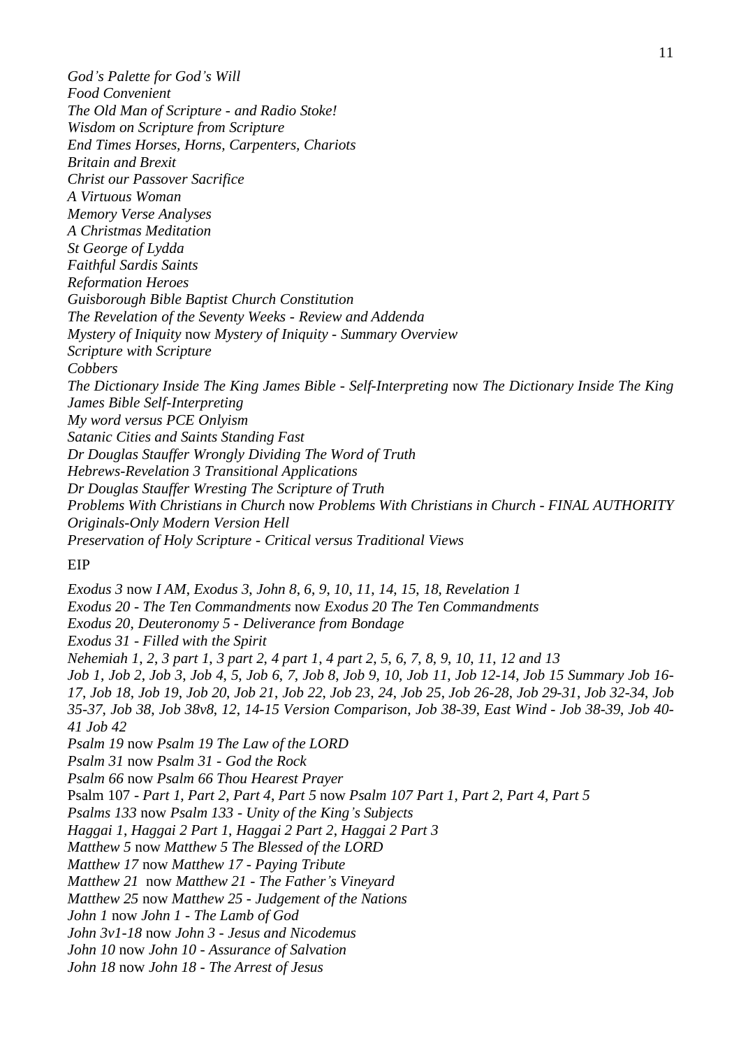*God's Palette for God's Will*
*Food Convenient*
*The Old Man of Scripture - and Radio Stoke!*
*Wisdom on Scripture from Scripture*
*End Times Horses, Horns, Carpenters, Chariots*
*Britain and Brexit*
*Christ our Passover Sacrifice*
*A Virtuous Woman*
*Memory Verse Analyses*
*A Christmas Meditation*
*St George of Lydda*
*Faithful Sardis Saints*
*Reformation Heroes*
*Guisborough Bible Baptist Church Constitution*
*The Revelation of the Seventy Weeks - Review and Addenda*
*Mystery of Iniquity* now *Mystery of Iniquity - Summary Overview*
*Scripture with Scripture*
*Cobbers*
*The Dictionary Inside The King James Bible - Self-Interpreting* now *The Dictionary Inside The King James Bible Self-Interpreting*
*My word versus PCE Onlyism*
*Satanic Cities and Saints Standing Fast*
*Dr Douglas Stauffer Wrongly Dividing The Word of Truth*
*Hebrews-Revelation 3 Transitional Applications*
*Dr Douglas Stauffer Wresting The Scripture of Truth*
*Problems With Christians in Church* now *Problems With Christians in Church - FINAL AUTHORITY*
*Originals-Only Modern Version Hell*
*Preservation of Holy Scripture - Critical versus Traditional Views*

EIP

*Exodus 3* now *I AM, Exodus 3, John 8, 6, 9, 10, 11, 14, 15, 18, Revelation 1*
*Exodus 20 - The Ten Commandments* now *Exodus 20 The Ten Commandments*
*Exodus 20, Deuteronomy 5 - Deliverance from Bondage*
*Exodus 31 - Filled with the Spirit*
*Nehemiah 1, 2, 3 part 1, 3 part 2, 4 part 1, 4 part 2, 5, 6, 7, 8, 9, 10, 11, 12 and 13*
*Job 1, Job 2, Job 3, Job 4, 5, Job 6, 7, Job 8, Job 9, 10, Job 11, Job 12-14, Job 15 Summary Job 16-17, Job 18, Job 19, Job 20, Job 21, Job 22, Job 23, 24, Job 25, Job 26-28, Job 29-31, Job 32-34, Job 35-37, Job 38, Job 38v8, 12, 14-15 Version Comparison, Job 38-39, East Wind - Job 38-39, Job 40-41 Job 42*
*Psalm 19* now *Psalm 19 The Law of the LORD*
*Psalm 31* now *Psalm 31 - God the Rock*
*Psalm 66* now *Psalm 66 Thou Hearest Prayer*
Psalm 107 - *Part 1, Part 2, Part 4, Part 5* now *Psalm 107 Part 1, Part 2, Part 4, Part 5*
*Psalms 133* now *Psalm 133 - Unity of the King's Subjects*
*Haggai 1, Haggai 2 Part 1, Haggai 2 Part 2, Haggai 2 Part 3*
*Matthew 5* now *Matthew 5 The Blessed of the LORD*
*Matthew 17* now *Matthew 17 - Paying Tribute*
*Matthew 21* now *Matthew 21 - The Father's Vineyard*
*Matthew 25* now *Matthew 25 - Judgement of the Nations*
*John 1* now *John 1 - The Lamb of God*
*John 3v1-18* now *John 3 - Jesus and Nicodemus*
*John 10* now *John 10 - Assurance of Salvation*
*John 18* now *John 18 - The Arrest of Jesus*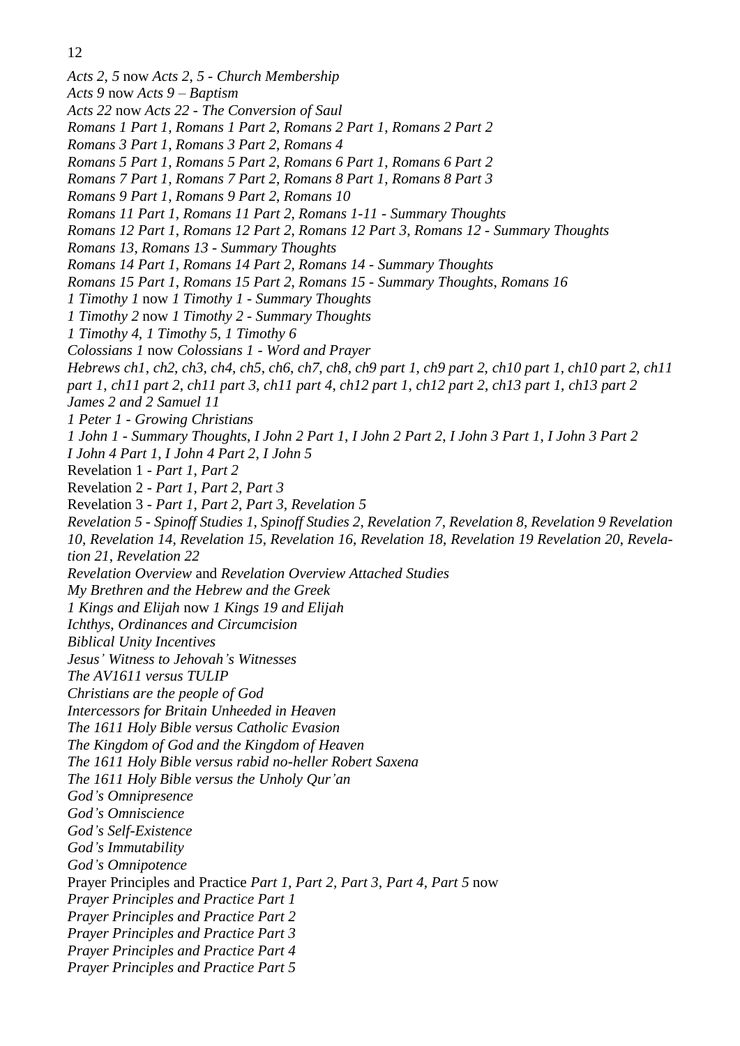*Acts 2, 5* now *Acts 2, 5 - Church Membership*
*Acts 9* now *Acts 9 – Baptism*
*Acts 22* now *Acts 22 - The Conversion of Saul*
*Romans 1 Part 1*, *Romans 1 Part 2*, *Romans 2 Part 1*, *Romans 2 Part 2*
*Romans 3 Part 1*, *Romans 3 Part 2*, *Romans 4*
*Romans 5 Part 1*, *Romans 5 Part 2*, *Romans 6 Part 1*, *Romans 6 Part 2*
*Romans 7 Part 1*, *Romans 7 Part 2*, *Romans 8 Part 1*, *Romans 8 Part 3*
*Romans 9 Part 1*, *Romans 9 Part 2*, *Romans 10*
*Romans 11 Part 1*, *Romans 11 Part 2*, *Romans 1-11 - Summary Thoughts*
*Romans 12 Part 1*, *Romans 12 Part 2*, *Romans 12 Part 3*, *Romans 12 - Summary Thoughts*
*Romans 13*, *Romans 13 - Summary Thoughts*
*Romans 14 Part 1*, *Romans 14 Part 2*, *Romans 14 - Summary Thoughts*
*Romans 15 Part 1*, *Romans 15 Part 2*, *Romans 15 - Summary Thoughts*, *Romans 16*
*1 Timothy 1* now *1 Timothy 1 - Summary Thoughts*
*1 Timothy 2* now *1 Timothy 2 - Summary Thoughts*
*1 Timothy 4*, *1 Timothy 5*, *1 Timothy 6*
*Colossians 1* now *Colossians 1 - Word and Prayer*
*Hebrews ch1*, *ch2*, *ch3*, *ch4*, *ch5*, *ch6*, *ch7*, *ch8*, *ch9 part 1*, *ch9 part 2*, *ch10 part 1*, *ch10 part 2*, *ch11 part 1*, *ch11 part 2*, *ch11 part 3*, *ch11 part 4*, *ch12 part 1*, *ch12 part 2*, *ch13 part 1*, *ch13 part 2*
*James 2 and 2 Samuel 11*
*1 Peter 1 - Growing Christians*
*1 John 1 - Summary Thoughts*, *I John 2 Part 1*, *I John 2 Part 2*, *I John 3 Part 1*, *I John 3 Part 2*
*I John 4 Part 1*, *I John 4 Part 2*, *I John 5*
Revelation 1 - *Part 1*, *Part 2*
Revelation 2 - *Part 1*, *Part 2*, *Part 3*
Revelation 3 - *Part 1*, *Part 2*, *Part 3*, *Revelation 5*
*Revelation 5 - Spinoff Studies 1*, *Spinoff Studies 2*, *Revelation 7*, *Revelation 8*, *Revelation 9 Revelation 10*, *Revelation 14*, *Revelation 15*, *Revelation 16*, *Revelation 18*, *Revelation 19 Revelation 20*, *Revelation 21*, *Revelation 22*
*Revelation Overview* and *Revelation Overview Attached Studies*
*My Brethren and the Hebrew and the Greek*
*1 Kings and Elijah* now *1 Kings 19 and Elijah*
*Ichthys, Ordinances and Circumcision*
*Biblical Unity Incentives*
*Jesus' Witness to Jehovah's Witnesses*
*The AV1611 versus TULIP*
*Christians are the people of God*
*Intercessors for Britain Unheeded in Heaven*
*The 1611 Holy Bible versus Catholic Evasion*
*The Kingdom of God and the Kingdom of Heaven*
*The 1611 Holy Bible versus rabid no-heller Robert Saxena*
*The 1611 Holy Bible versus the Unholy Qur'an*
*God's Omnipresence*
*God's Omniscience*
*God's Self-Existence*
*God's Immutability*
*God's Omnipotence*
Prayer Principles and Practice *Part 1, Part 2, Part 3, Part 4, Part 5* now
*Prayer Principles and Practice Part 1*
*Prayer Principles and Practice Part 2*
*Prayer Principles and Practice Part 3*
*Prayer Principles and Practice Part 4*
*Prayer Principles and Practice Part 5*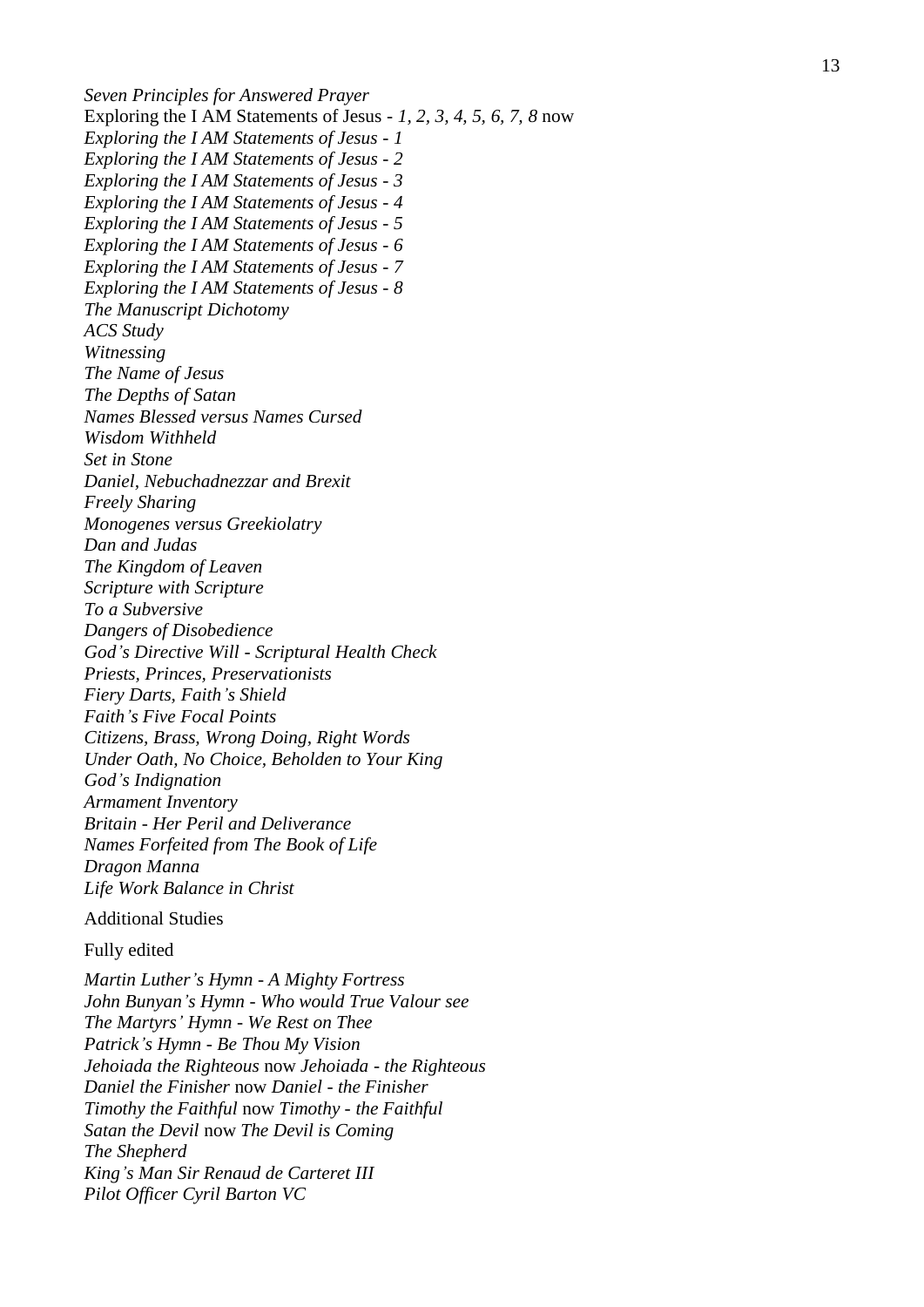*Seven Principles for Answered Prayer*
Exploring the I AM Statements of Jesus - *1, 2, 3, 4, 5, 6, 7, 8* now
*Exploring the I AM Statements of Jesus - 1*
*Exploring the I AM Statements of Jesus - 2*
*Exploring the I AM Statements of Jesus - 3*
*Exploring the I AM Statements of Jesus - 4*
*Exploring the I AM Statements of Jesus - 5*
*Exploring the I AM Statements of Jesus - 6*
*Exploring the I AM Statements of Jesus - 7*
*Exploring the I AM Statements of Jesus - 8*
*The Manuscript Dichotomy*
*ACS Study*
*Witnessing*
*The Name of Jesus*
*The Depths of Satan*
*Names Blessed versus Names Cursed*
*Wisdom Withheld*
*Set in Stone*
*Daniel, Nebuchadnezzar and Brexit*
*Freely Sharing*
*Monogenes versus Greekiolatry*
*Dan and Judas*
*The Kingdom of Leaven*
*Scripture with Scripture*
*To a Subversive*
*Dangers of Disobedience*
*God's Directive Will - Scriptural Health Check*
*Priests, Princes, Preservationists*
*Fiery Darts, Faith's Shield*
*Faith's Five Focal Points*
*Citizens, Brass, Wrong Doing, Right Words*
*Under Oath, No Choice, Beholden to Your King*
*God's Indignation*
*Armament Inventory*
*Britain - Her Peril and Deliverance*
*Names Forfeited from The Book of Life*
*Dragon Manna*
*Life Work Balance in Christ*

Additional Studies

Fully edited

*Martin Luther's Hymn - A Mighty Fortress*
*John Bunyan's Hymn - Who would True Valour see*
*The Martyrs' Hymn - We Rest on Thee*
*Patrick's Hymn - Be Thou My Vision*
*Jehoiada the Righteous* now *Jehoiada - the Righteous*
*Daniel the Finisher* now *Daniel - the Finisher*
*Timothy the Faithful* now *Timothy - the Faithful*
*Satan the Devil* now *The Devil is Coming*
*The Shepherd*
*King's Man Sir Renaud de Carteret III*
*Pilot Officer Cyril Barton VC*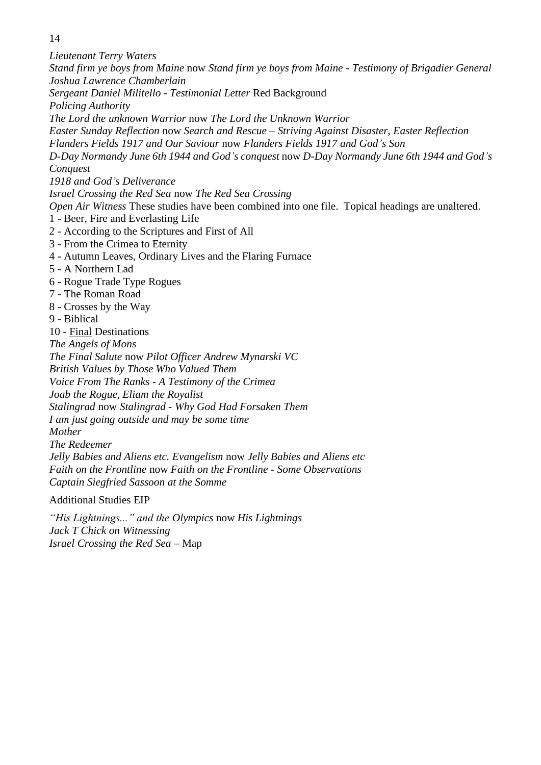*Lieutenant Terry Waters*
*Stand firm ye boys from Maine* now *Stand firm ye boys from Maine - Testimony of Brigadier General Joshua Lawrence Chamberlain*
*Sergeant Daniel Militello - Testimonial Letter* Red Background
*Policing Authority*
*The Lord the unknown Warrior* now *The Lord the Unknown Warrior*
*Easter Sunday Reflection* now *Search and Rescue – Striving Against Disaster, Easter Reflection*
*Flanders Fields 1917 and Our Saviour* now *Flanders Fields 1917 and God's Son*
*D-Day Normandy June 6th 1944 and God's conquest* now *D-Day Normandy June 6th 1944 and God's Conquest*
*1918 and God's Deliverance*
*Israel Crossing the Red Sea* now *The Red Sea Crossing*
*Open Air Witness* These studies have been combined into one file. Topical headings are unaltered.
1 - Beer, Fire and Everlasting Life
2 - According to the Scriptures and First of All
3 - From the Crimea to Eternity
4 - Autumn Leaves, Ordinary Lives and the Flaring Furnace
5 - A Northern Lad
6 - Rogue Trade Type Rogues
7 - The Roman Road
8 - Crosses by the Way
9 - Biblical
10 - <u>Final</u> Destinations
*The Angels of Mons*
*The Final Salute* now *Pilot Officer Andrew Mynarski VC*
*British Values by Those Who Valued Them*
*Voice From The Ranks - A Testimony of the Crimea*
*Joab the Rogue, Eliam the Royalist*
*Stalingrad* now *Stalingrad - Why God Had Forsaken Them*
*I am just going outside and may be some time*
*Mother*
*The Redeemer*
*Jelly Babies and Aliens etc. Evangelism* now *Jelly Babies and Aliens etc*
*Faith on the Frontline* now *Faith on the Frontline - Some Observations*
*Captain Siegfried Sassoon at the Somme*

Additional Studies EIP

*"His Lightnings..." and the Olympics* now *His Lightnings*
*Jack T Chick on Witnessing*
*Israel Crossing the Red Sea* – Map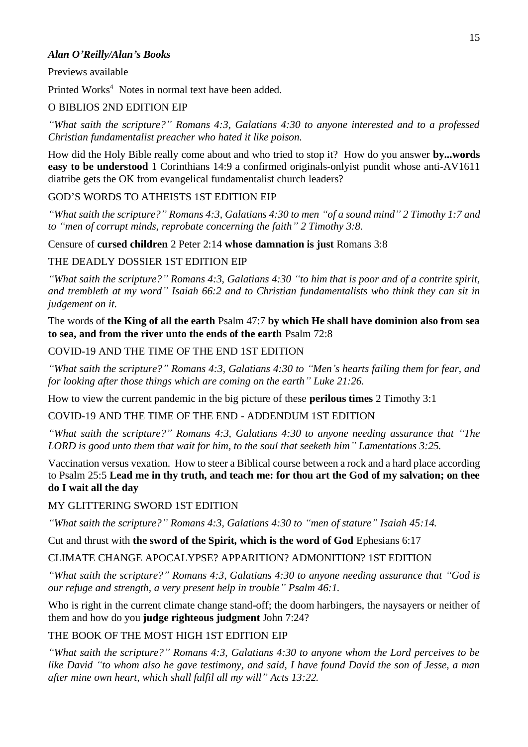***Alan O'Reilly/Alan's Books***

Previews available

Printed Works[4] Notes in normal text have been added.

O BIBLIOS 2ND EDITION EIP

*"What saith the scripture?" Romans 4:3, Galatians 4:30 to anyone interested and to a professed Christian fundamentalist preacher who hated it like poison.*

How did the Holy Bible really come about and who tried to stop it? How do you answer **by...words easy to be understood** 1 Corinthians 14:9 a confirmed originals-onlyist pundit whose anti-AV1611 diatribe gets the OK from evangelical fundamentalist church leaders?

GOD'S WORDS TO ATHEISTS 1ST EDITION EIP

*"What saith the scripture?" Romans 4:3, Galatians 4:30 to men "of a sound mind" 2 Timothy 1:7 and to "men of corrupt minds, reprobate concerning the faith" 2 Timothy 3:8.*

Censure of **cursed children** 2 Peter 2:14 **whose damnation is just** Romans 3:8

THE DEADLY DOSSIER 1ST EDITION EIP

*"What saith the scripture?" Romans 4:3, Galatians 4:30 "to him that is poor and of a contrite spirit, and trembleth at my word" Isaiah 66:2 and to Christian fundamentalists who think they can sit in judgement on it.*

The words of **the King of all the earth** Psalm 47:7 **by which He shall have dominion also from sea to sea, and from the river unto the ends of the earth** Psalm 72:8

COVID-19 AND THE TIME OF THE END 1ST EDITION

*"What saith the scripture?" Romans 4:3, Galatians 4:30 to "Men's hearts failing them for fear, and for looking after those things which are coming on the earth" Luke 21:26.*

How to view the current pandemic in the big picture of these **perilous times** 2 Timothy 3:1

COVID-19 AND THE TIME OF THE END - ADDENDUM 1ST EDITION

*"What saith the scripture?" Romans 4:3, Galatians 4:30 to anyone needing assurance that "The LORD is good unto them that wait for him, to the soul that seeketh him" Lamentations 3:25.*

Vaccination versus vexation. How to steer a Biblical course between a rock and a hard place according to Psalm 25:5 **Lead me in thy truth, and teach me: for thou art the God of my salvation; on thee do I wait all the day**

MY GLITTERING SWORD 1ST EDITION

*"What saith the scripture?" Romans 4:3, Galatians 4:30 to "men of stature" Isaiah 45:14.*

Cut and thrust with **the sword of the Spirit, which is the word of God** Ephesians 6:17

CLIMATE CHANGE APOCALYPSE? APPARITION? ADMONITION? 1ST EDITION

*"What saith the scripture?" Romans 4:3, Galatians 4:30 to anyone needing assurance that "God is our refuge and strength, a very present help in trouble" Psalm 46:1.*

Who is right in the current climate change stand-off; the doom harbingers, the naysayers or neither of them and how do you **judge righteous judgment** John 7:24?

THE BOOK OF THE MOST HIGH 1ST EDITION EIP

*"What saith the scripture?" Romans 4:3, Galatians 4:30 to anyone whom the Lord perceives to be like David "to whom also he gave testimony, and said, I have found David the son of Jesse, a man after mine own heart, which shall fulfil all my will" Acts 13:22.*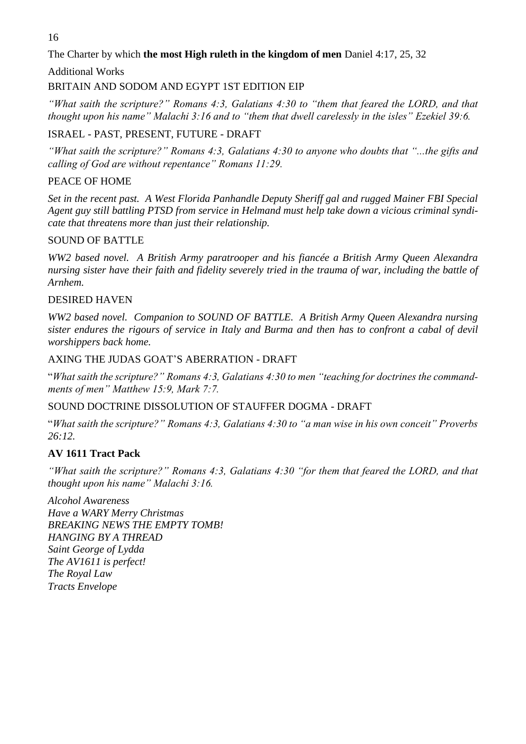The Charter by which **the most High ruleth in the kingdom of men** Daniel 4:17, 25, 32

Additional Works

BRITAIN AND SODOM AND EGYPT 1ST EDITION EIP

*"What saith the scripture?" Romans 4:3, Galatians 4:30 to "them that feared the LORD, and that thought upon his name" Malachi 3:16 and to "them that dwell carelessly in the isles" Ezekiel 39:6.*

ISRAEL - PAST, PRESENT, FUTURE - DRAFT

*"What saith the scripture?" Romans 4:3, Galatians 4:30 to anyone who doubts that "...the gifts and calling of God are without repentance" Romans 11:29.*

PEACE OF HOME

*Set in the recent past. A West Florida Panhandle Deputy Sheriff gal and rugged Mainer FBI Special Agent guy still battling PTSD from service in Helmand must help take down a vicious criminal syndicate that threatens more than just their relationship.*

SOUND OF BATTLE

*WW2 based novel. A British Army paratrooper and his fiancée a British Army Queen Alexandra nursing sister have their faith and fidelity severely tried in the trauma of war, including the battle of Arnhem.*

DESIRED HAVEN

*WW2 based novel. Companion to SOUND OF BATTLE. A British Army Queen Alexandra nursing sister endures the rigours of service in Italy and Burma and then has to confront a cabal of devil worshippers back home.*

AXING THE JUDAS GOAT'S ABERRATION - DRAFT

"*What saith the scripture?" Romans 4:3, Galatians 4:30 to men "teaching for doctrines the commandments of men" Matthew 15:9, Mark 7:7.*

SOUND DOCTRINE DISSOLUTION OF STAUFFER DOGMA - DRAFT

"*What saith the scripture?" Romans 4:3, Galatians 4:30 to "a man wise in his own conceit" Proverbs 26:12.*

**AV 1611 Tract Pack**

*"What saith the scripture?" Romans 4:3, Galatians 4:30 "for them that feared the LORD, and that thought upon his name" Malachi 3:16.*

*Alcohol Awareness*
*Have a WARY Merry Christmas*
*BREAKING NEWS THE EMPTY TOMB!*
*HANGING BY A THREAD*
*Saint George of Lydda*
*The AV1611 is perfect!*
*The Royal Law*
*Tracts Envelope*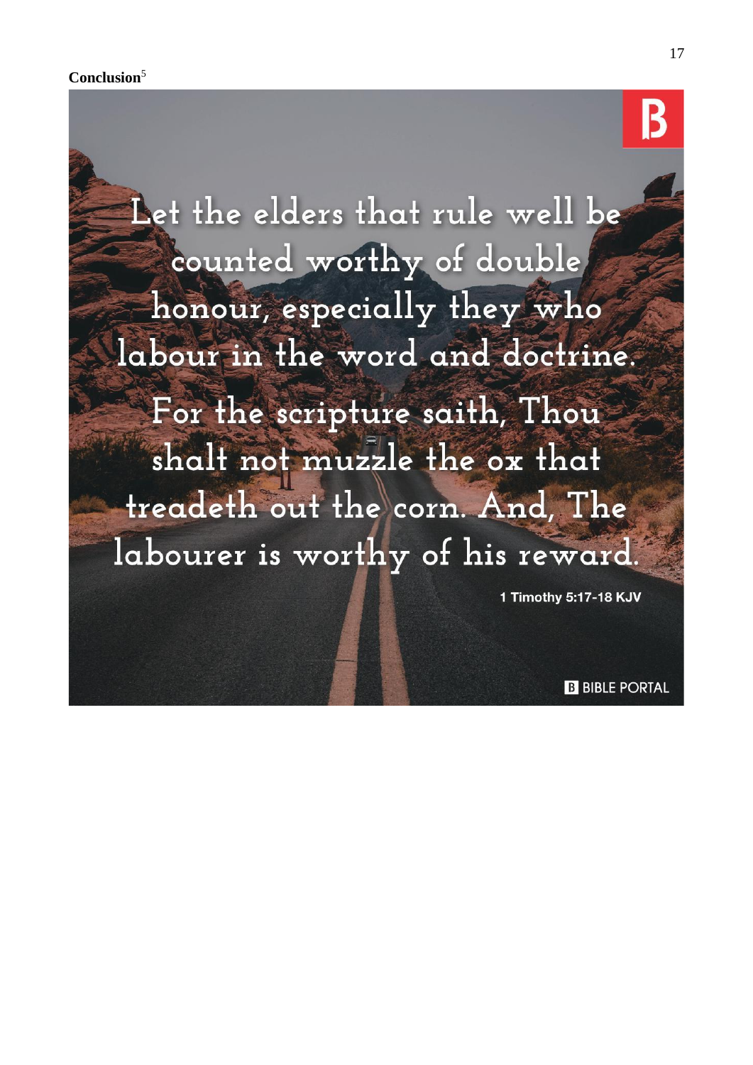**Conclusion**[5]

Let the elders that rule well be counted worthy of double honour, especially they who labour in the word and doctrine. For the scripture saith, Thou shalt not muzzle the ox that treadeth out the corn. And, The labourer is worthy of his reward.

1 Timothy 5:17-18 KJV

BIBLE PORTAL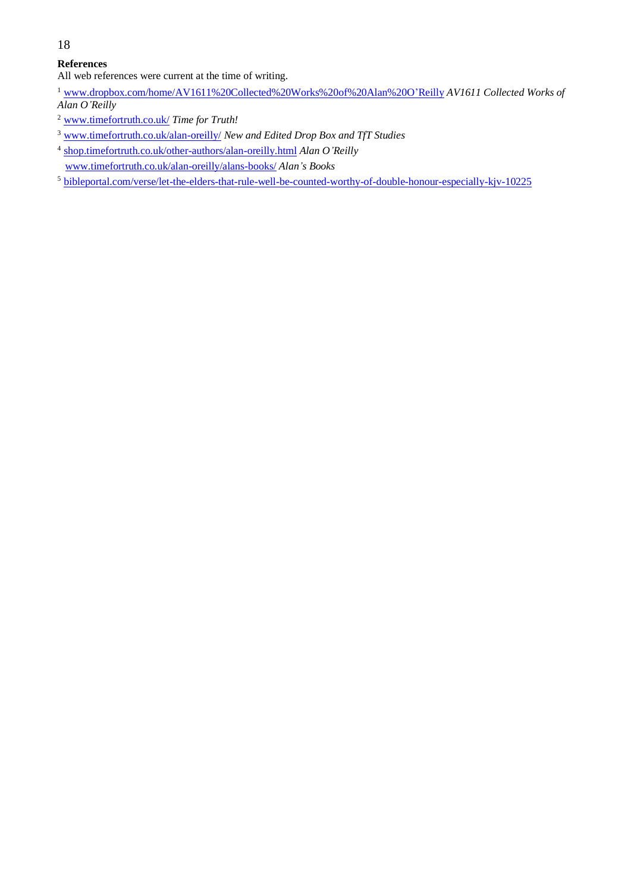**References**

All web references were current at the time of writing.

[1] www.dropbox.com/home/AV1611%20Collected%20Works%20of%20Alan%20O'Reilly *AV1611 Collected Works of Alan O'Reilly*

[2] www.timefortruth.co.uk/ *Time for Truth!*

[3] www.timefortruth.co.uk/alan-oreilly/ *New and Edited Drop Box and TfT Studies*

[4] shop.timefortruth.co.uk/other-authors/alan-oreilly.html *Alan O'Reilly*
www.timefortruth.co.uk/alan-oreilly/alans-books/ *Alan's Books*

[5] bibleportal.com/verse/let-the-elders-that-rule-well-be-counted-worthy-of-double-honour-especially-kjv-10225